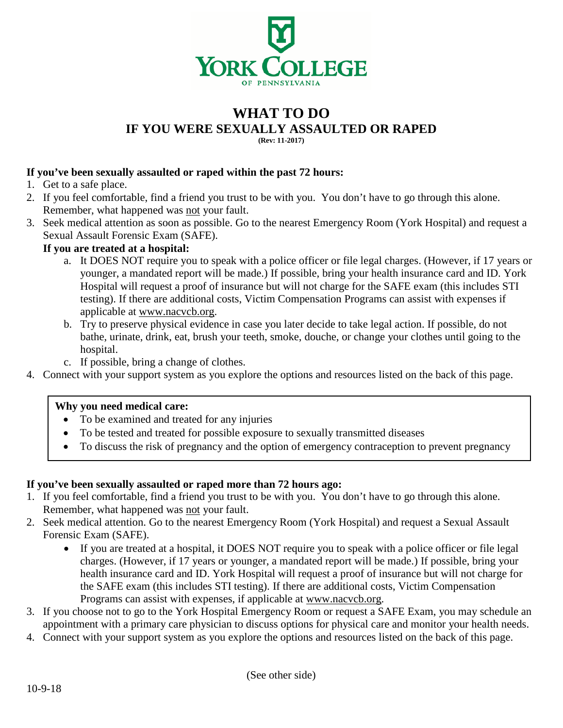YORK COLLEGE
OF PENNSYLVANIA

# WHAT TO DO
## IF YOU WERE SEXUALLY ASSAULTED OR RAPED

**(Rev: 11-2017)**

**If you've been sexually assaulted or raped within the past 72 hours:**

1. Get to a safe place.
2. If you feel comfortable, find a friend you trust to be with you. You don't have to go through this alone. Remember, what happened was not your fault.
3. Seek medical attention as soon as possible. Go to the nearest Emergency Room (York Hospital) and request a Sexual Assault Forensic Exam (SAFE).

   **If you are treated at a hospital:**

   a. It DOES NOT require you to speak with a police officer or file legal charges. (However, if 17 years or younger, a mandated report will be made.) If possible, bring your health insurance card and ID. York Hospital will request a proof of insurance but will not charge for the SAFE exam (this includes STI testing). If there are additional costs, Victim Compensation Programs can assist with expenses if applicable at www.nacvcb.org.
   b. Try to preserve physical evidence in case you later decide to take legal action. If possible, do not bathe, urinate, drink, eat, brush your teeth, smoke, douche, or change your clothes until going to the hospital.
   c. If possible, bring a change of clothes.
4. Connect with your support system as you explore the options and resources listed on the back of this page.

**Why you need medical care:**

- To be examined and treated for any injuries
- To be tested and treated for possible exposure to sexually transmitted diseases
- To discuss the risk of pregnancy and the option of emergency contraception to prevent pregnancy

**If you've been sexually assaulted or raped more than 72 hours ago:**

1. If you feel comfortable, find a friend you trust to be with you. You don't have to go through this alone. Remember, what happened was not your fault.
2. Seek medical attention. Go to the nearest Emergency Room (York Hospital) and request a Sexual Assault Forensic Exam (SAFE).
   - If you are treated at a hospital, it DOES NOT require you to speak with a police officer or file legal charges. (However, if 17 years or younger, a mandated report will be made.) If possible, bring your health insurance card and ID. York Hospital will request a proof of insurance but will not charge for the SAFE exam (this includes STI testing). If there are additional costs, Victim Compensation Programs can assist with expenses, if applicable at www.nacvcb.org.
3. If you choose not to go to the York Hospital Emergency Room or request a SAFE Exam, you may schedule an appointment with a primary care physician to discuss options for physical care and monitor your health needs.
4. Connect with your support system as you explore the options and resources listed on the back of this page.

(See other side)

10-9-18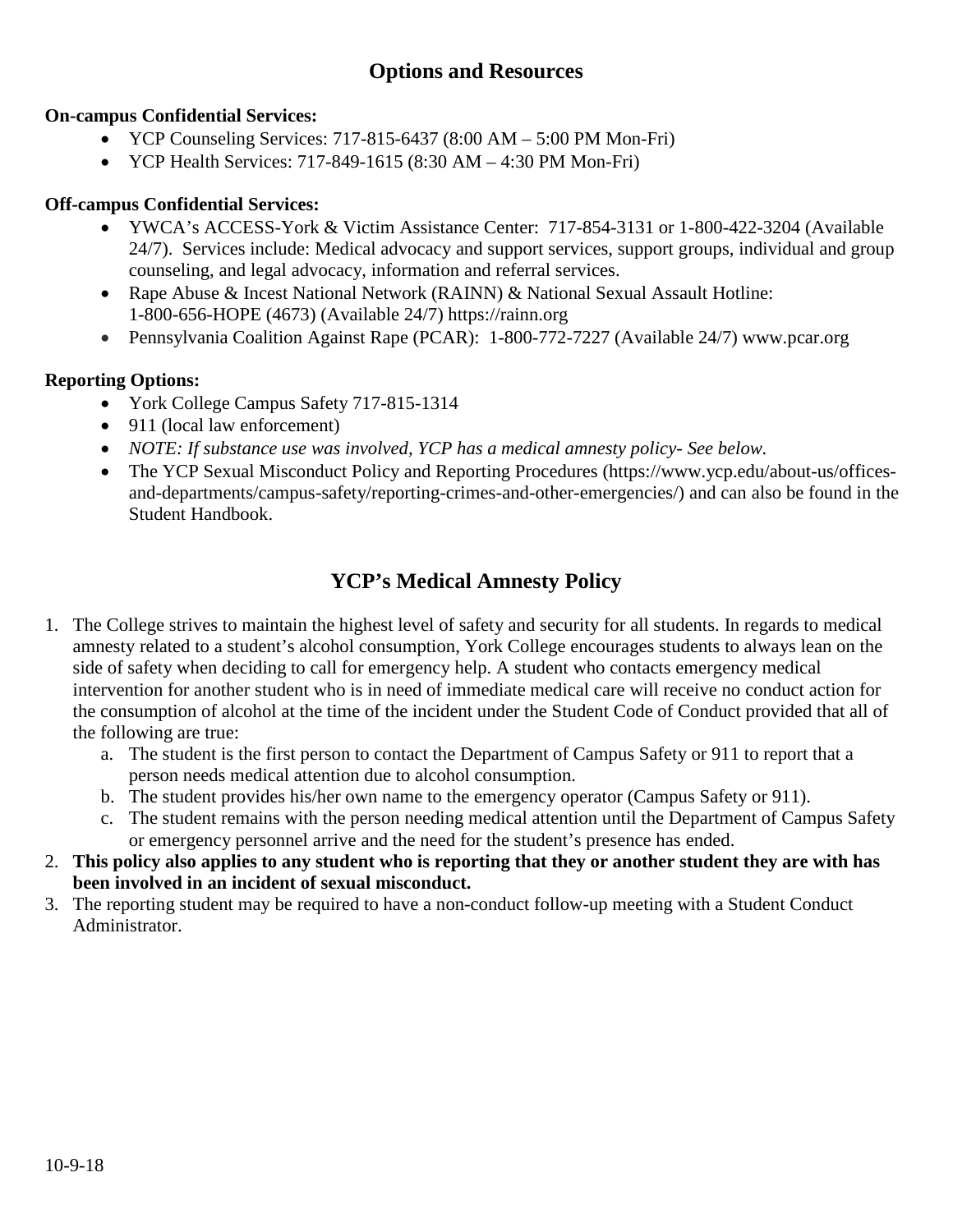## Options and Resources

**On-campus Confidential Services:**

- YCP Counseling Services: 717-815-6437 (8:00 AM – 5:00 PM Mon-Fri)
- YCP Health Services: 717-849-1615 (8:30 AM – 4:30 PM Mon-Fri)

**Off-campus Confidential Services:**

- YWCA's ACCESS-York & Victim Assistance Center: 717-854-3131 or 1-800-422-3204 (Available 24/7). Services include: Medical advocacy and support services, support groups, individual and group counseling, and legal advocacy, information and referral services.
- Rape Abuse & Incest National Network (RAINN) & National Sexual Assault Hotline: 1-800-656-HOPE (4673) (Available 24/7) https://rainn.org
- Pennsylvania Coalition Against Rape (PCAR): 1-800-772-7227 (Available 24/7) www.pcar.org

**Reporting Options:**

- York College Campus Safety 717-815-1314
- 911 (local law enforcement)
- *NOTE: If substance use was involved, YCP has a medical amnesty policy- See below.*
- The YCP Sexual Misconduct Policy and Reporting Procedures (https://www.ycp.edu/about-us/offices-and-departments/campus-safety/reporting-crimes-and-other-emergencies/) and can also be found in the Student Handbook.

## YCP's Medical Amnesty Policy

1. The College strives to maintain the highest level of safety and security for all students. In regards to medical amnesty related to a student's alcohol consumption, York College encourages students to always lean on the side of safety when deciding to call for emergency help. A student who contacts emergency medical intervention for another student who is in need of immediate medical care will receive no conduct action for the consumption of alcohol at the time of the incident under the Student Code of Conduct provided that all of the following are true:
   a. The student is the first person to contact the Department of Campus Safety or 911 to report that a person needs medical attention due to alcohol consumption.
   b. The student provides his/her own name to the emergency operator (Campus Safety or 911).
   c. The student remains with the person needing medical attention until the Department of Campus Safety or emergency personnel arrive and the need for the student's presence has ended.
2. **This policy also applies to any student who is reporting that they or another student they are with has been involved in an incident of sexual misconduct.**
3. The reporting student may be required to have a non-conduct follow-up meeting with a Student Conduct Administrator.

10-9-18